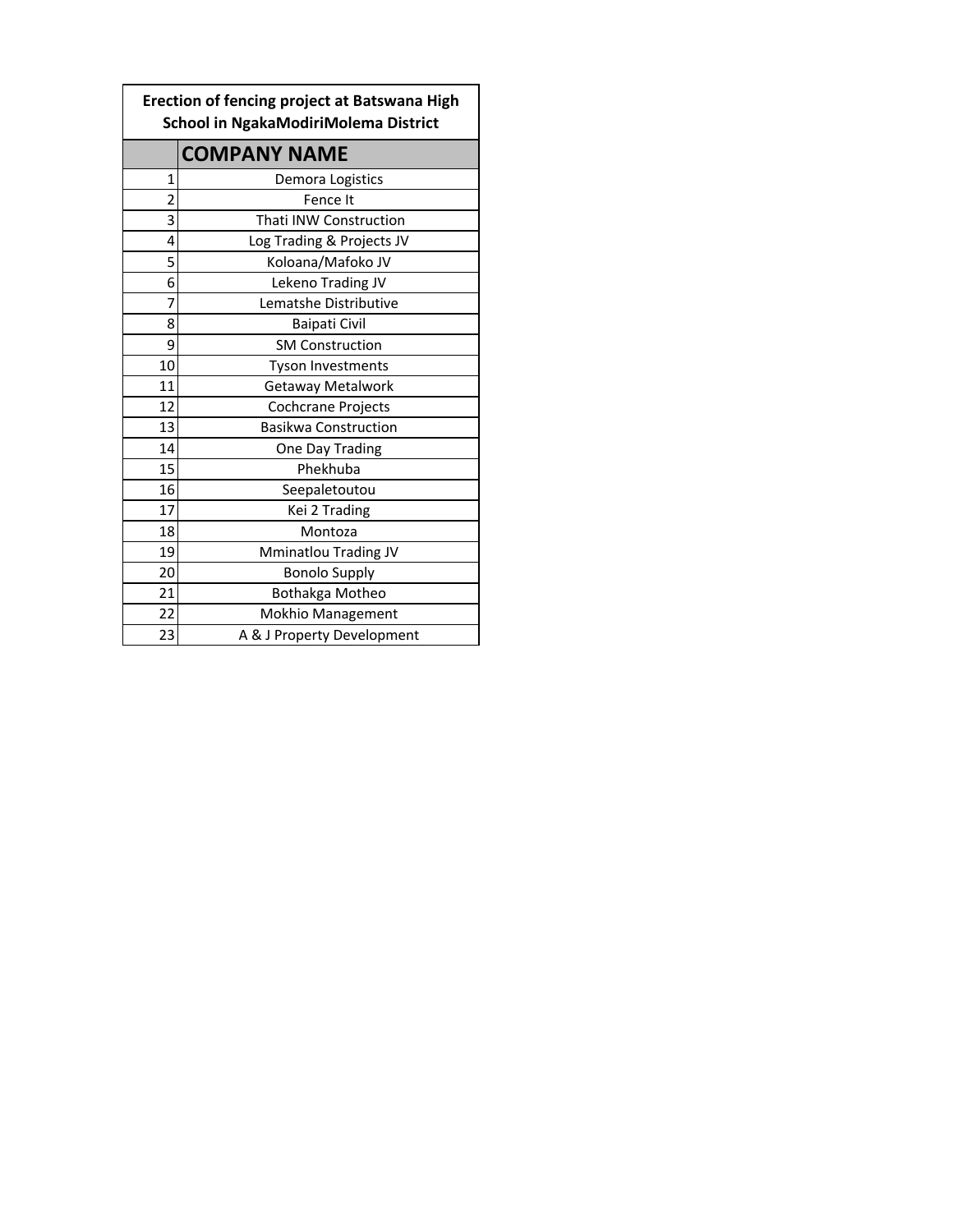| Erection of fencing project at Batswana High School in NgakaModiriMolema District | |
|---|---|
| | **COMPANY NAME** |
| 1 | Demora Logistics |
| 2 | Fence It |
| 3 | Thati INW Construction |
| 4 | Log Trading & Projects JV |
| 5 | Koloana/Mafoko JV |
| 6 | Lekeno Trading JV |
| 7 | Lematshe Distributive |
| 8 | Baipati Civil |
| 9 | SM Construction |
| 10 | Tyson Investments |
| 11 | Getaway Metalwork |
| 12 | Cochcrane Projects |
| 13 | Basikwa Construction |
| 14 | One Day Trading |
| 15 | Phekhuba |
| 16 | Seepaletoutou |
| 17 | Kei 2 Trading |
| 18 | Montoza |
| 19 | Mminatlou Trading JV |
| 20 | Bonolo Supply |
| 21 | Bothakga Motheo |
| 22 | Mokhio Management |
| 23 | A & J Property Development |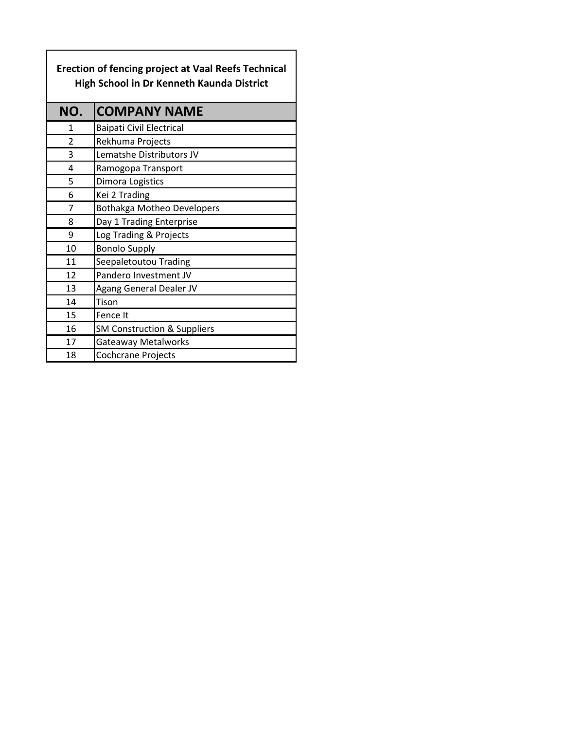**Erection of fencing project at Vaal Reefs Technical High School in Dr Kenneth Kaunda District**

| NO. | COMPANY NAME |
|---|---|
| 1 | Baipati Civil Electrical |
| 2 | Rekhuma Projects |
| 3 | Lematshe Distributors JV |
| 4 | Ramogopa Transport |
| 5 | Dimora Logistics |
| 6 | Kei 2 Trading |
| 7 | Bothakga Motheo Developers |
| 8 | Day 1 Trading Enterprise |
| 9 | Log Trading & Projects |
| 10 | Bonolo Supply |
| 11 | Seepaletoutou Trading |
| 12 | Pandero Investment JV |
| 13 | Agang General Dealer JV |
| 14 | Tison |
| 15 | Fence It |
| 16 | SM Construction & Suppliers |
| 17 | Gateaway Metalworks |
| 18 | Cochcrane Projects |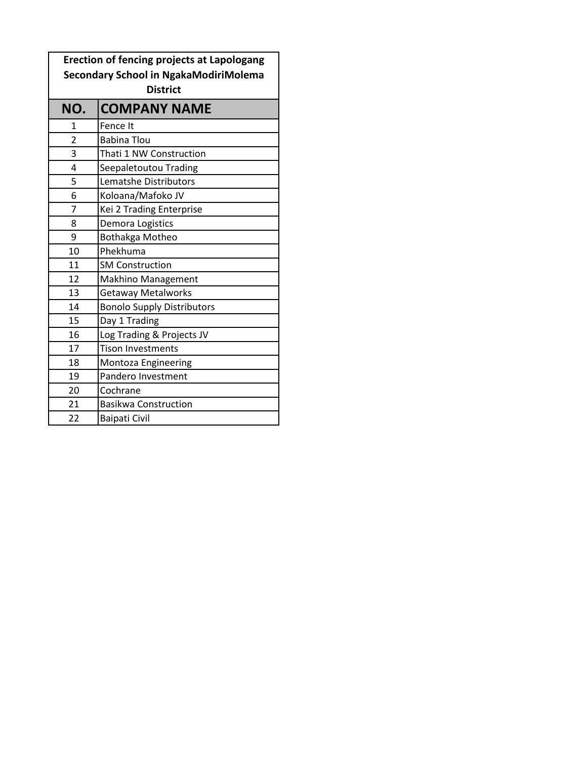| Erection of fencing projects at Lapologang Secondary School in NgakaModiriMolema District | |
|---|---|
| **NO.** | **COMPANY NAME** |
| 1 | Fence It |
| 2 | Babina Tlou |
| 3 | Thati 1 NW Construction |
| 4 | Seepaletoutou Trading |
| 5 | Lematshe Distributors |
| 6 | Koloana/Mafoko JV |
| 7 | Kei 2 Trading Enterprise |
| 8 | Demora Logistics |
| 9 | Bothakga Motheo |
| 10 | Phekhuma |
| 11 | SM Construction |
| 12 | Makhino Management |
| 13 | Getaway Metalworks |
| 14 | Bonolo Supply Distributors |
| 15 | Day 1 Trading |
| 16 | Log Trading & Projects JV |
| 17 | Tison Investments |
| 18 | Montoza Engineering |
| 19 | Pandero Investment |
| 20 | Cochrane |
| 21 | Basikwa Construction |
| 22 | Baipati Civil |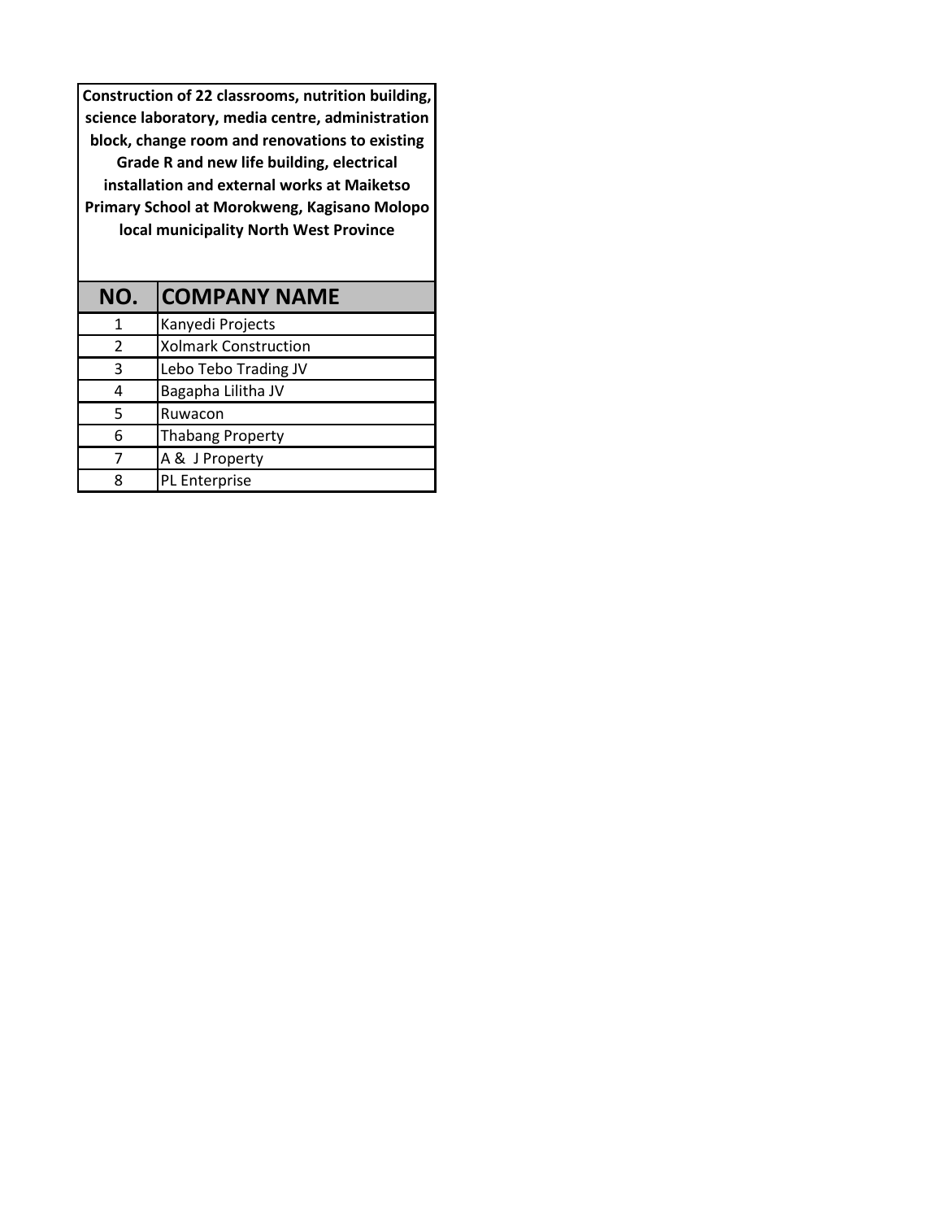**Construction of 22 classrooms, nutrition building, science laboratory, media centre, administration block, change room and renovations to existing Grade R and new life building, electrical installation and external works at Maiketso Primary School at Morokweng, Kagisano Molopo local municipality North West Province**

| NO. | COMPANY NAME |
|---|---|
| 1 | Kanyedi Projects |
| 2 | Xolmark Construction |
| 3 | Lebo Tebo Trading JV |
| 4 | Bagapha Lilitha JV |
| 5 | Ruwacon |
| 6 | Thabang Property |
| 7 | A & J Property |
| 8 | PL Enterprise |